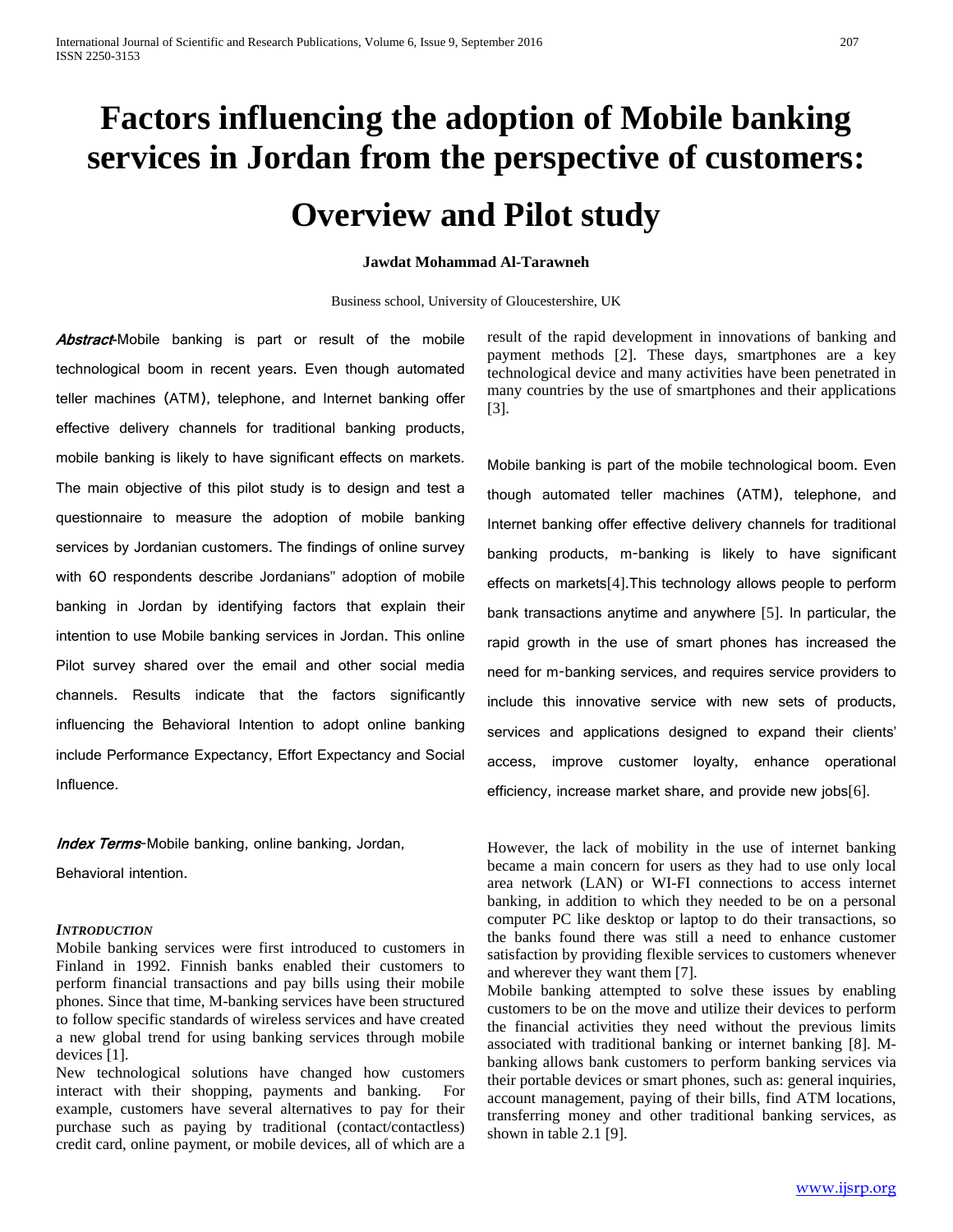# Factors influencing the adoption of Mobile banking services in Jordan from the perspective of customers: Overview and Pilot study

**Jawdat Mohammad Al-Tarawneh**

Business school, University of Gloucestershire, UK

***Abstract***-Mobile banking is part or result of the mobile technological boom in recent years. Even though automated teller machines (ATM), telephone, and Internet banking offer effective delivery channels for traditional banking products, mobile banking is likely to have significant effects on markets. The main objective of this pilot study is to design and test a questionnaire to measure the adoption of mobile banking services by Jordanian customers. The findings of online survey with 60 respondents describe Jordanians" adoption of mobile banking in Jordan by identifying factors that explain their intention to use Mobile banking services in Jordan. This online Pilot survey shared over the email and other social media channels. Results indicate that the factors significantly influencing the Behavioral Intention to adopt online banking include Performance Expectancy, Effort Expectancy and Social Influence.

***Index Terms***-Mobile banking, online banking, Jordan, Behavioral intention.

### *INTRODUCTION*

Mobile banking services were first introduced to customers in Finland in 1992. Finnish banks enabled their customers to perform financial transactions and pay bills using their mobile phones. Since that time, M-banking services have been structured to follow specific standards of wireless services and have created a new global trend for using banking services through mobile devices [1].

New technological solutions have changed how customers interact with their shopping, payments and banking. For example, customers have several alternatives to pay for their purchase such as paying by traditional (contact/contactless) credit card, online payment, or mobile devices, all of which are a result of the rapid development in innovations of banking and payment methods [2]. These days, smartphones are a key technological device and many activities have been penetrated in many countries by the use of smartphones and their applications [3].

Mobile banking is part of the mobile technological boom. Even though automated teller machines (ATM), telephone, and Internet banking offer effective delivery channels for traditional banking products, m-banking is likely to have significant effects on markets[4].This technology allows people to perform bank transactions anytime and anywhere [5]. In particular, the rapid growth in the use of smart phones has increased the need for m-banking services, and requires service providers to include this innovative service with new sets of products, services and applications designed to expand their clients' access, improve customer loyalty, enhance operational efficiency, increase market share, and provide new jobs[6].

However, the lack of mobility in the use of internet banking became a main concern for users as they had to use only local area network (LAN) or WI-FI connections to access internet banking, in addition to which they needed to be on a personal computer PC like desktop or laptop to do their transactions, so the banks found there was still a need to enhance customer satisfaction by providing flexible services to customers whenever and wherever they want them [7].

Mobile banking attempted to solve these issues by enabling customers to be on the move and utilize their devices to perform the financial activities they need without the previous limits associated with traditional banking or internet banking [8]. M-banking allows bank customers to perform banking services via their portable devices or smart phones, such as: general inquiries, account management, paying of their bills, find ATM locations, transferring money and other traditional banking services, as shown in table 2.1 [9].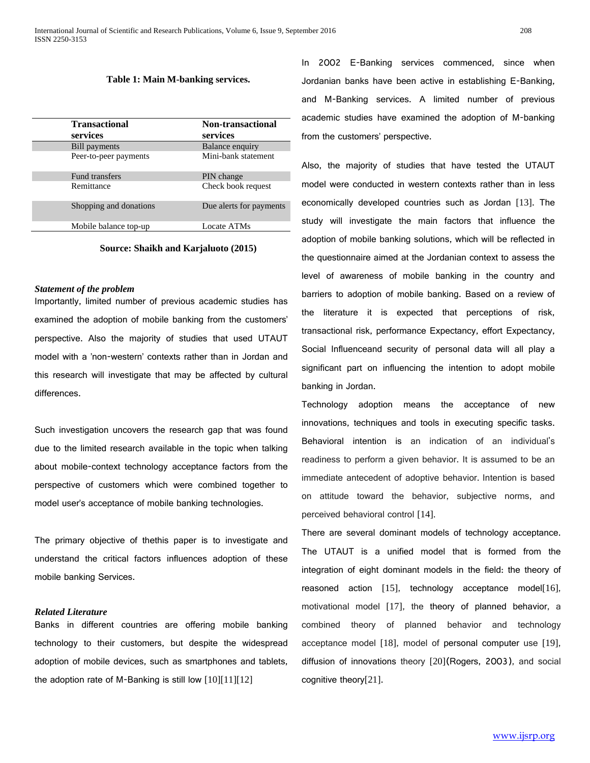**Table 1: Main M-banking services.**

| Transactional services | Non-transactional services |
| --- | --- |
| Bill payments | Balance enquiry |
| Peer-to-peer payments | Mini-bank statement |
| Fund transfers | PIN change |
| Remittance | Check book request |
| Shopping and donations | Due alerts for payments |
| Mobile balance top-up | Locate ATMs |

**Source: Shaikh and Karjaluoto (2015)**

### *Statement of the problem*

Importantly, limited number of previous academic studies has examined the adoption of mobile banking from the customers' perspective. Also the majority of studies that used UTAUT model with a 'non-western' contexts rather than in Jordan and this research will investigate that may be affected by cultural differences.

Such investigation uncovers the research gap that was found due to the limited research available in the topic when talking about mobile-context technology acceptance factors from the perspective of customers which were combined together to model user's acceptance of mobile banking technologies.

The primary objective of thethis paper is to investigate and understand the critical factors influences adoption of these mobile banking Services.

### *Related Literature*

Banks in different countries are offering mobile banking technology to their customers, but despite the widespread adoption of mobile devices, such as smartphones and tablets, the adoption rate of M-Banking is still low [10][11][12]

In 2002 E-Banking services commenced, since when Jordanian banks have been active in establishing E-Banking, and M-Banking services. A limited number of previous academic studies have examined the adoption of M-banking from the customers' perspective.

Also, the majority of studies that have tested the UTAUT model were conducted in western contexts rather than in less economically developed countries such as Jordan [13]. The study will investigate the main factors that influence the adoption of mobile banking solutions, which will be reflected in the questionnaire aimed at the Jordanian context to assess the level of awareness of mobile banking in the country and barriers to adoption of mobile banking. Based on a review of the literature it is expected that perceptions of risk, transactional risk, performance Expectancy, effort Expectancy, Social Influenceand security of personal data will all play a significant part on influencing the intention to adopt mobile banking in Jordan.

Technology adoption means the acceptance of new innovations, techniques and tools in executing specific tasks. Behavioral intention is an indication of an individual's readiness to perform a given behavior. It is assumed to be an immediate antecedent of adoptive behavior. Intention is based on attitude toward the behavior, subjective norms, and perceived behavioral control [14].

There are several dominant models of technology acceptance. The UTAUT is a unified model that is formed from the integration of eight dominant models in the field: the theory of reasoned action [15], technology acceptance model[16], motivational model [17], the theory of planned behavior, a combined theory of planned behavior and technology acceptance model [18], model of personal computer use [19], diffusion of innovations theory [20](Rogers, 2003), and social cognitive theory[21].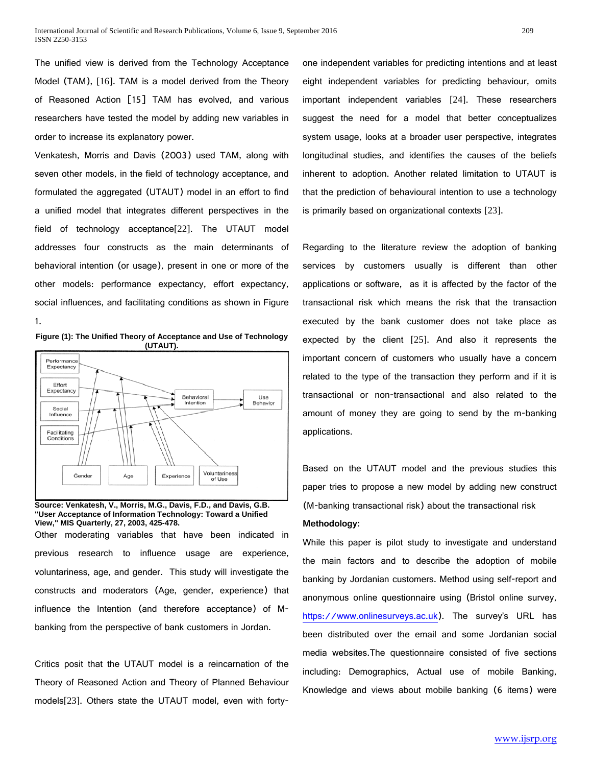The unified view is derived from the Technology Acceptance Model (TAM), [16]. TAM is a model derived from the Theory of Reasoned Action [15] TAM has evolved, and various researchers have tested the model by adding new variables in order to increase its explanatory power.

Venkatesh, Morris and Davis (2003) used TAM, along with seven other models, in the field of technology acceptance, and formulated the aggregated (UTAUT) model in an effort to find a unified model that integrates different perspectives in the field of technology acceptance[22]. The UTAUT model addresses four constructs as the main determinants of behavioral intention (or usage), present in one or more of the other models: performance expectancy, effort expectancy, social influences, and facilitating conditions as shown in Figure 1.

**Figure (1): The Unified Theory of Acceptance and Use of Technology (UTAUT).**

**Source: Venkatesh, V., Morris, M.G., Davis, F.D., and Davis, G.B. "User Acceptance of Information Technology: Toward a Unified View," MIS Quarterly, 27, 2003, 425-478.**

Other moderating variables that have been indicated in previous research to influence usage are experience, voluntariness, age, and gender. This study will investigate the constructs and moderators (Age, gender, experience) that influence the Intention (and therefore acceptance) of M-banking from the perspective of bank customers in Jordan.

Critics posit that the UTAUT model is a reincarnation of the Theory of Reasoned Action and Theory of Planned Behaviour models[23]. Others state the UTAUT model, even with forty-one independent variables for predicting intentions and at least eight independent variables for predicting behaviour, omits important independent variables [24]. These researchers suggest the need for a model that better conceptualizes system usage, looks at a broader user perspective, integrates longitudinal studies, and identifies the causes of the beliefs inherent to adoption. Another related limitation to UTAUT is that the prediction of behavioural intention to use a technology is primarily based on organizational contexts [23].

Regarding to the literature review the adoption of banking services by customers usually is different than other applications or software, as it is affected by the factor of the transactional risk which means the risk that the transaction executed by the bank customer does not take place as expected by the client [25]. And also it represents the important concern of customers who usually have a concern related to the type of the transaction they perform and if it is transactional or non-transactional and also related to the amount of money they are going to send by the m-banking applications.

Based on the UTAUT model and the previous studies this paper tries to propose a new model by adding new construct (M-banking transactional risk) about the transactional risk

**Methodology:**

While this paper is pilot study to investigate and understand the main factors and to describe the adoption of mobile banking by Jordanian customers. Method using self-report and anonymous online questionnaire using (Bristol online survey, https://www.onlinesurveys.ac.uk). The survey's URL has been distributed over the email and some Jordanian social media websites.The questionnaire consisted of five sections including: Demographics, Actual use of mobile Banking, Knowledge and views about mobile banking (6 items) were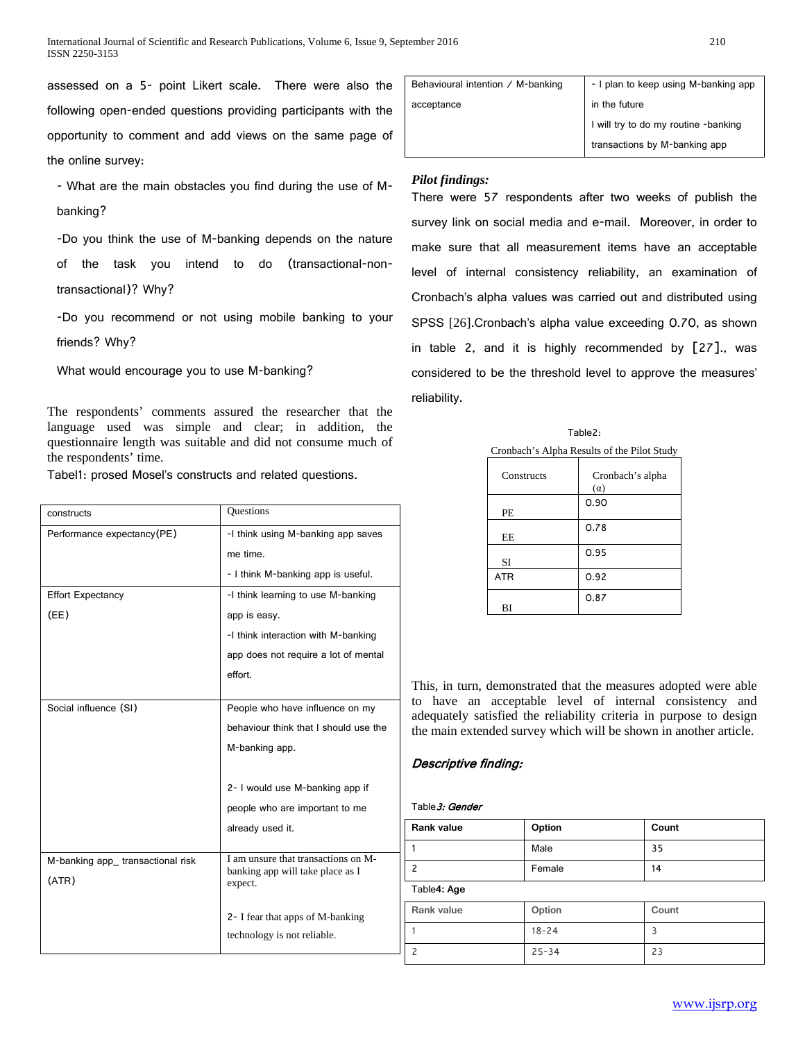assessed on a 5- point Likert scale. There were also the following open-ended questions providing participants with the opportunity to comment and add views on the same page of the online survey:

- What are the main obstacles you find during the use of M-banking?

-Do you think the use of M-banking depends on the nature of the task you intend to do (transactional-non-transactional)? Why?

-Do you recommend or not using mobile banking to your friends? Why?

What would encourage you to use M-banking?

The respondents' comments assured the researcher that the language used was simple and clear; in addition, the questionnaire length was suitable and did not consume much of the respondents' time.

Tabel1: prosed Mosel's constructs and related questions.

| constructs | Questions |
| --- | --- |
| Performance expectancy(PE) | -I think using M-banking app saves me time.<br>- I think M-banking app is useful. |
| Effort Expectancy (EE) | -I think learning to use M-banking app is easy.<br>-I think interaction with M-banking app does not require a lot of mental effort. |
| Social influence (SI) | People who have influence on my behaviour think that I should use the M-banking app.<br><br>2- I would use M-banking app if people who are important to me already used it. |
| M-banking app_ transactional risk (ATR) | I am unsure that transactions on M-banking app will take place as I expect.<br><br>2- I fear that apps of M-banking technology is not reliable. |
| Behavioural intention / M-banking acceptance | - I plan to keep using M-banking app in the future<br>I will try to do my routine -banking transactions by M-banking app |

***Pilot findings:***

There were 57 respondents after two weeks of publish the survey link on social media and e-mail. Moreover, in order to make sure that all measurement items have an acceptable level of internal consistency reliability, an examination of Cronbach's alpha values was carried out and distributed using SPSS [26].Cronbach's alpha value exceeding 0.70, as shown in table 2, and it is highly recommended by [27]., was considered to be the threshold level to approve the measures' reliability.

Table2:

Cronbach's Alpha Results of the Pilot Study

| Constructs | Cronbach's alpha ($\alpha$) |
| --- | --- |
| PE | 0.90 |
| EE | 0.78 |
| SI | 0.95 |
| ATR | 0.92 |
| BI | 0.87 |

This, in turn, demonstrated that the measures adopted were able to have an acceptable level of internal consistency and adequately satisfied the reliability criteria in purpose to design the main extended survey which will be shown in another article.

***Descriptive finding:***

Table***3: Gender***

| Rank value | Option | Count |
| --- | --- | --- |
| 1 | Male | 35 |
| 2 | Female | 14 |

Table**4: Age**

| Rank value | Option | Count |
| --- | --- | --- |
| 1 | 18-24 | 3 |
| 2 | 25-34 | 23 |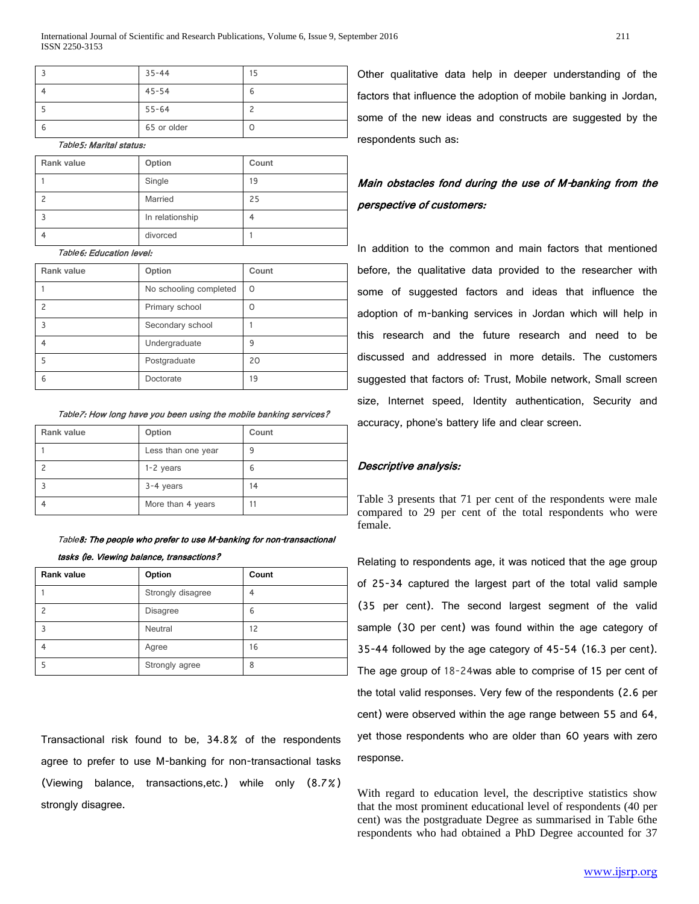| 3 | 35-44 | 15 |
|---|---|---|
| 4 | 45-54 | 6 |
| 5 | 55-64 | 2 |
| 6 | 65 or older | 0 |

*Table5: Marital status:*

| Rank value | Option | Count |
|---|---|---|
| 1 | Single | 19 |
| 2 | Married | 25 |
| 3 | In relationship | 4 |
| 4 | divorced | 1 |

*Table6: Education level:*

| Rank value | Option | Count |
|---|---|---|
| 1 | No schooling completed | 0 |
| 2 | Primary school | 0 |
| 3 | Secondary school | 1 |
| 4 | Undergraduate | 9 |
| 5 | Postgraduate | 20 |
| 6 | Doctorate | 19 |

*Table7: How long have you been using the mobile banking services?*

| Rank value | Option | Count |
|---|---|---|
| 1 | Less than one year | 9 |
| 2 | 1-2 years | 6 |
| 3 | 3-4 years | 14 |
| 4 | More than 4 years | 11 |

*Table8: The people who prefer to use M-banking for non-transactional tasks (ie. Viewing balance, transactions?*

| Rank value | Option | Count |
|---|---|---|
| 1 | Strongly disagree | 4 |
| 2 | Disagree | 6 |
| 3 | Neutral | 12 |
| 4 | Agree | 16 |
| 5 | Strongly agree | 8 |

Transactional risk found to be, 34.8% of the respondents agree to prefer to use M-banking for non-transactional tasks (Viewing balance, transactions,etc.) while only (8.7%) strongly disagree.

Other qualitative data help in deeper understanding of the factors that influence the adoption of mobile banking in Jordan, some of the new ideas and constructs are suggested by the respondents such as:

### *Main obstacles fond during the use of M-banking from the perspective of customers:*

In addition to the common and main factors that mentioned before, the qualitative data provided to the researcher with some of suggested factors and ideas that influence the adoption of m-banking services in Jordan which will help in this research and the future research and need to be discussed and addressed in more details. The customers suggested that factors of: Trust, Mobile network, Small screen size, Internet speed, Identity authentication, Security and accuracy, phone's battery life and clear screen.

### *Descriptive analysis:*

Table 3 presents that 71 per cent of the respondents were male compared to 29 per cent of the total respondents who were female.

Relating to respondents age, it was noticed that the age group of 25-34 captured the largest part of the total valid sample (35 per cent). The second largest segment of the valid sample (30 per cent) was found within the age category of 35-44 followed by the age category of 45-54 (16.3 per cent). The age group of 18-24was able to comprise of 15 per cent of the total valid responses. Very few of the respondents (2.6 per cent) were observed within the age range between 55 and 64, yet those respondents who are older than 60 years with zero response.

With regard to education level, the descriptive statistics show that the most prominent educational level of respondents (40 per cent) was the postgraduate Degree as summarised in Table 6the respondents who had obtained a PhD Degree accounted for 37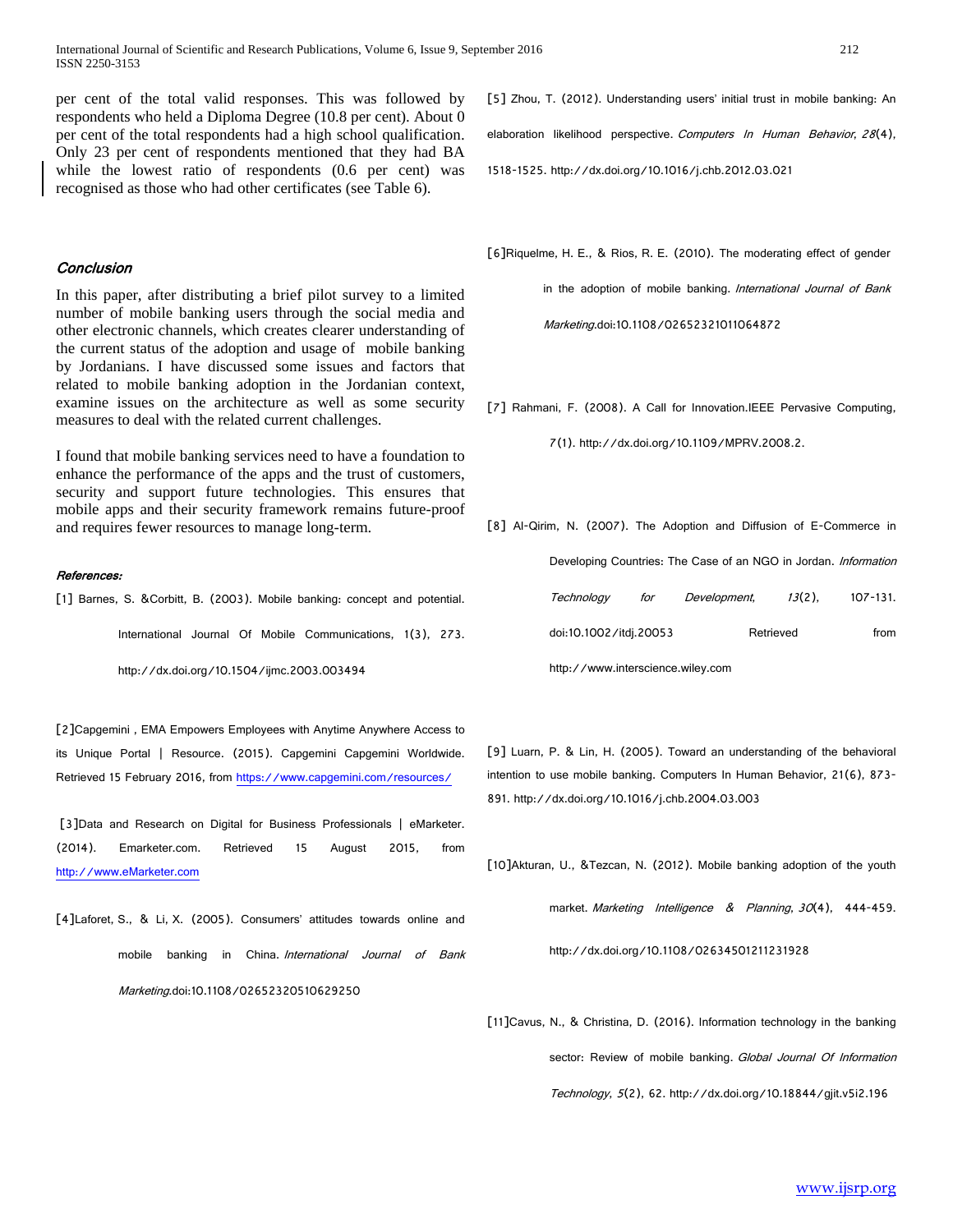per cent of the total valid responses. This was followed by respondents who held a Diploma Degree (10.8 per cent). About 0 per cent of the total respondents had a high school qualification. Only 23 per cent of respondents mentioned that they had BA while the lowest ratio of respondents (0.6 per cent) was recognised as those who had other certificates (see Table 6).

## *Conclusion*

In this paper, after distributing a brief pilot survey to a limited number of mobile banking users through the social media and other electronic channels, which creates clearer understanding of the current status of the adoption and usage of mobile banking by Jordanians. I have discussed some issues and factors that related to mobile banking adoption in the Jordanian context, examine issues on the architecture as well as some security measures to deal with the related current challenges.

I found that mobile banking services need to have a foundation to enhance the performance of the apps and the trust of customers, security and support future technologies. This ensures that mobile apps and their security framework remains future-proof and requires fewer resources to manage long-term.

### *References:*

[1] Barnes, S. &Corbitt, B. (2003). Mobile banking: concept and potential. International Journal Of Mobile Communications, 1(3), 273. http://dx.doi.org/10.1504/ijmc.2003.003494

[2]Capgemini , EMA Empowers Employees with Anytime Anywhere Access to its Unique Portal | Resource. (2015). Capgemini Capgemini Worldwide. Retrieved 15 February 2016, from https://www.capgemini.com/resources/

[3]Data and Research on Digital for Business Professionals | eMarketer. (2014). Emarketer.com. Retrieved 15 August 2015, from http://www.eMarketer.com

[4]Laforet, S., & Li, X. (2005). Consumers' attitudes towards online and mobile banking in China. *International Journal of Bank Marketing*.doi:10.1108/02652320510629250

[5] Zhou, T. (2012). Understanding users' initial trust in mobile banking: An elaboration likelihood perspective. *Computers In Human Behavior*, *28*(4), 1518-1525. http://dx.doi.org/10.1016/j.chb.2012.03.021

[6]Riquelme, H. E., & Rios, R. E. (2010). The moderating effect of gender in the adoption of mobile banking. *International Journal of Bank Marketing*.doi:10.1108/02652321011064872

[7] Rahmani, F. (2008). A Call for Innovation.IEEE Pervasive Computing, 7(1). http://dx.doi.org/10.1109/MPRV.2008.2.

[8] Al-Qirim, N. (2007). The Adoption and Diffusion of E-Commerce in Developing Countries: The Case of an NGO in Jordan. *Information Technology for Development*, *13*(2), 107-131. doi:10.1002/itdj.20053 Retrieved from http://www.interscience.wiley.com

[9] Luarn, P. & Lin, H. (2005). Toward an understanding of the behavioral intention to use mobile banking. Computers In Human Behavior, 21(6), 873-891. http://dx.doi.org/10.1016/j.chb.2004.03.003

[10]Akturan, U., &Tezcan, N. (2012). Mobile banking adoption of the youth market. *Marketing Intelligence & Planning*, *30*(4), 444-459. http://dx.doi.org/10.1108/02634501211231928

[11]Cavus, N., & Christina, D. (2016). Information technology in the banking sector: Review of mobile banking. *Global Journal Of Information Technology*, *5*(2), 62. http://dx.doi.org/10.18844/gjit.v5i2.196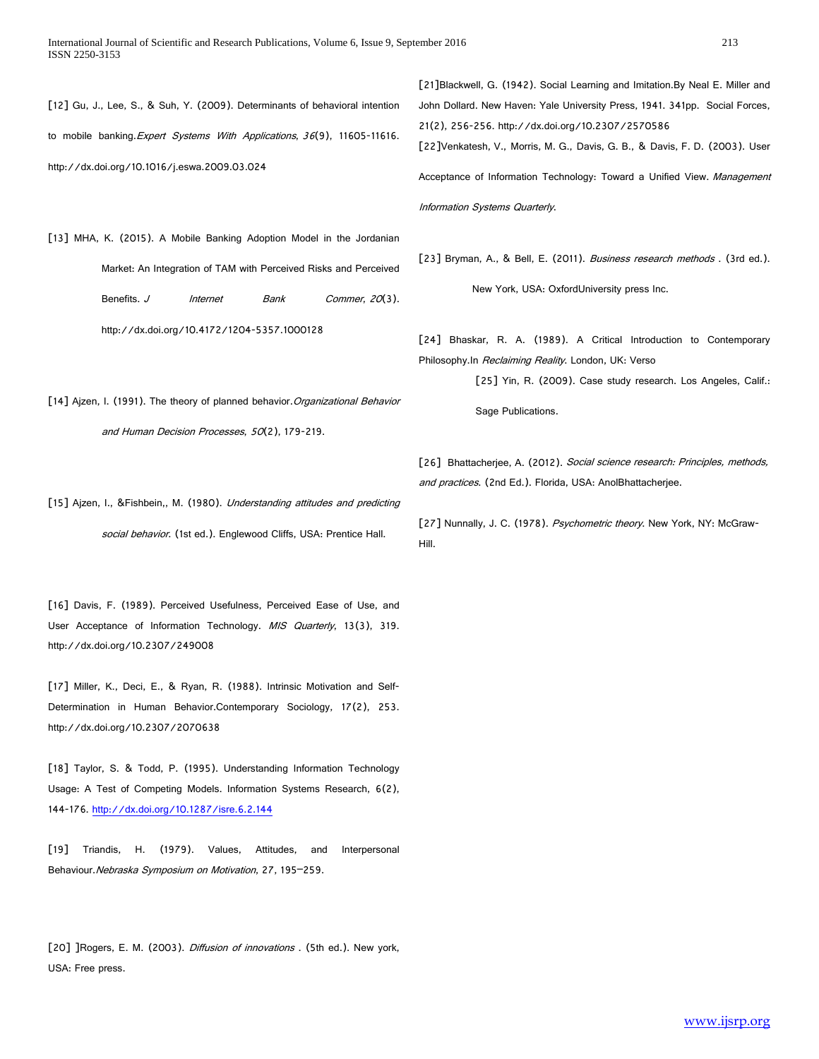[12] Gu, J., Lee, S., & Suh, Y. (2009). Determinants of behavioral intention to mobile banking.*Expert Systems With Applications*, *36*(9), 11605-11616. http://dx.doi.org/10.1016/j.eswa.2009.03.024

[13] MHA, K. (2015). A Mobile Banking Adoption Model in the Jordanian Market: An Integration of TAM with Perceived Risks and Perceived Benefits. *J Internet Bank Commer*, *20*(3). http://dx.doi.org/10.4172/1204-5357.1000128

[14] Ajzen, I. (1991). The theory of planned behavior.*Organizational Behavior and Human Decision Processes*, *50*(2), 179-219.

[15] Ajzen, I., &Fishbein,, M. (1980). *Understanding attitudes and predicting social behavior*. (1st ed.). Englewood Cliffs, USA: Prentice Hall.

[16] Davis, F. (1989). Perceived Usefulness, Perceived Ease of Use, and User Acceptance of Information Technology. *MIS Quarterly*, 13(3), 319. http://dx.doi.org/10.2307/249008

[17] Miller, K., Deci, E., & Ryan, R. (1988). Intrinsic Motivation and Self-Determination in Human Behavior.Contemporary Sociology, 17(2), 253. http://dx.doi.org/10.2307/2070638

[18] Taylor, S. & Todd, P. (1995). Understanding Information Technology Usage: A Test of Competing Models. Information Systems Research, 6(2), 144-176. http://dx.doi.org/10.1287/isre.6.2.144

[19] Triandis, H. (1979). Values, Attitudes, and Interpersonal Behaviour.*Nebraska Symposium on Motivation*, 27, 195–259.

[20] ]Rogers, E. M. (2003). *Diffusion of innovations* . (5th ed.). New york, USA: Free press.

[21]Blackwell, G. (1942). Social Learning and Imitation.By Neal E. Miller and John Dollard. New Haven: Yale University Press, 1941. 341pp. Social Forces, 21(2), 256-256. http://dx.doi.org/10.2307/2570586

[22]Venkatesh, V., Morris, M. G., Davis, G. B., & Davis, F. D. (2003). User Acceptance of Information Technology: Toward a Unified View. *Management Information Systems Quarterly*.

[23] Bryman, A., & Bell, E. (2011). *Business research methods* . (3rd ed.). New York, USA: OxfordUniversity press Inc.

[24] Bhaskar, R. A. (1989). A Critical Introduction to Contemporary Philosophy.In *Reclaiming Reality*. London, UK: Verso

[25] Yin, R. (2009). Case study research. Los Angeles, Calif.: Sage Publications.

[26] Bhattacherjee, A. (2012). *Social science research: Principles, methods, and practices*. (2nd Ed.). Florida, USA: AnolBhattacherjee.

[27] Nunnally, J. C. (1978). *Psychometric theory*. New York, NY: McGraw-Hill.